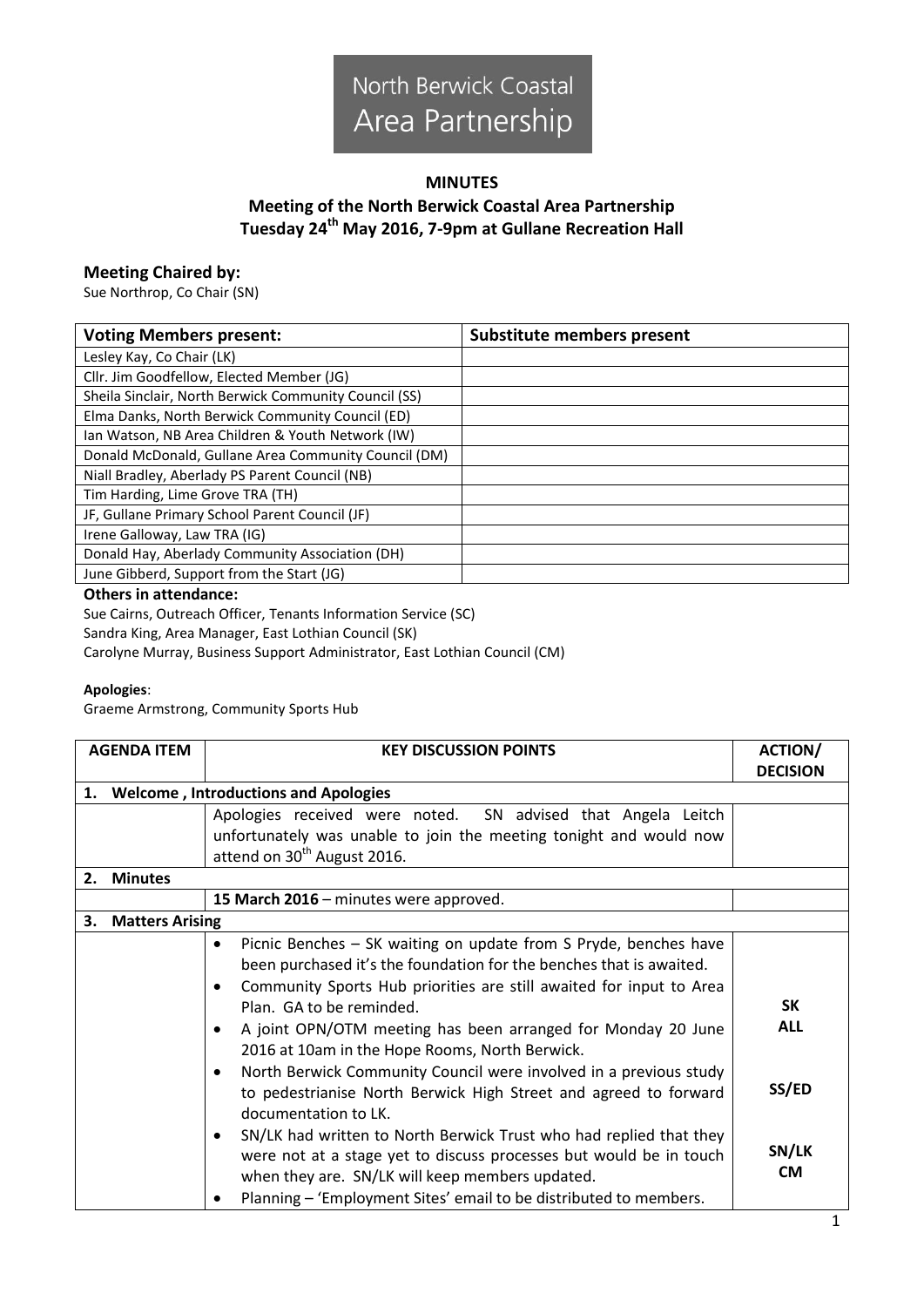North Berwick Coastal Area Partnership

# MINUTES

## Meeting of the North Berwick Coastal Area Partnership
## Tuesday 24th May 2016, 7-9pm at Gullane Recreation Hall

**Meeting Chaired by:**
Sue Northrop, Co Chair (SN)

| Voting Members present: | Substitute members present |
|---|---|
| Lesley Kay, Co Chair (LK) | |
| Cllr. Jim Goodfellow, Elected Member (JG) | |
| Sheila Sinclair, North Berwick Community Council (SS) | |
| Elma Danks, North Berwick Community Council (ED) | |
| Ian Watson, NB Area Children & Youth Network (IW) | |
| Donald McDonald, Gullane Area Community Council (DM) | |
| Niall Bradley, Aberlady PS Parent Council (NB) | |
| Tim Harding, Lime Grove TRA (TH) | |
| JF, Gullane Primary School Parent Council (JF) | |
| Irene Galloway, Law TRA (IG) | |
| Donald Hay, Aberlady Community Association (DH) | |
| June Gibberd, Support from the Start (JG) | |

**Others in attendance:**
Sue Cairns, Outreach Officer, Tenants Information Service (SC)
Sandra King, Area Manager, East Lothian Council (SK)
Carolyne Murray, Business Support Administrator, East Lothian Council (CM)

**Apologies**:
Graeme Armstrong, Community Sports Hub

| AGENDA ITEM | KEY DISCUSSION POINTS | ACTION/ DECISION |
|---|---|---|
| **1. Welcome , Introductions and Apologies** | | |
| | Apologies received were noted. SN advised that Angela Leitch unfortunately was unable to join the meeting tonight and would now attend on 30th August 2016. | |
| **2. Minutes** | | |
| | **15 March 2016** – minutes were approved. | |
| **3. Matters Arising** | | |
| | • Picnic Benches – SK waiting on update from S Pryde, benches have been purchased it's the foundation for the benches that is awaited.<br>• Community Sports Hub priorities are still awaited for input to Area Plan. GA to be reminded.<br>• A joint OPN/OTM meeting has been arranged for Monday 20 June 2016 at 10am in the Hope Rooms, North Berwick.<br>• North Berwick Community Council were involved in a previous study to pedestrianise North Berwick High Street and agreed to forward documentation to LK.<br>• SN/LK had written to North Berwick Trust who had replied that they were not at a stage yet to discuss processes but would be in touch when they are. SN/LK will keep members updated.<br>• Planning – 'Employment Sites' email to be distributed to members. | **SK**<br>**ALL**<br><br>**SS/ED**<br><br>**SN/LK**<br>**CM** |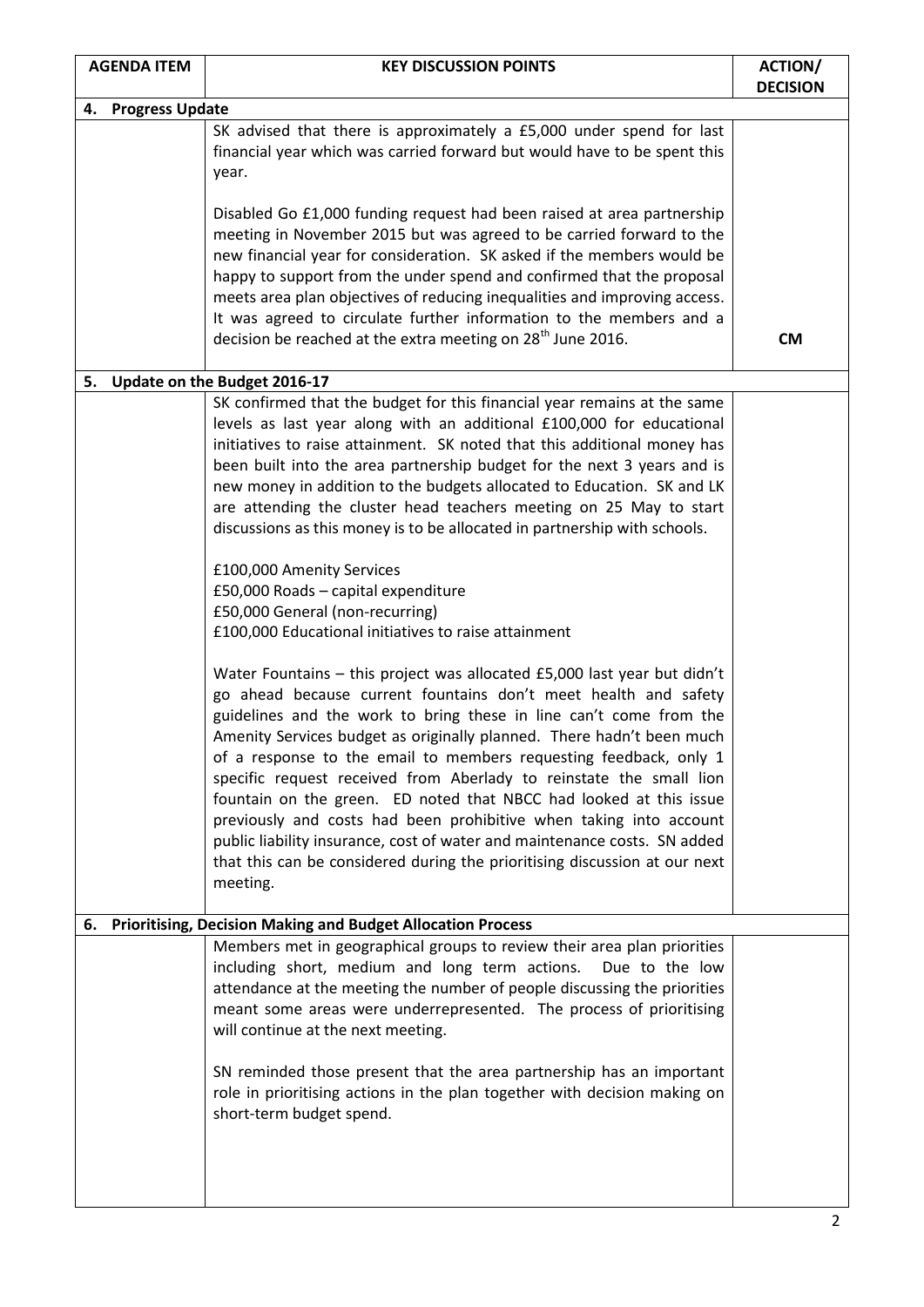| AGENDA ITEM | KEY DISCUSSION POINTS | ACTION/ DECISION |
|---|---|---|
| **4. Progress Update** | | |
| | SK advised that there is approximately a £5,000 under spend for last financial year which was carried forward but would have to be spent this year.<br><br>Disabled Go £1,000 funding request had been raised at area partnership meeting in November 2015 but was agreed to be carried forward to the new financial year for consideration. SK asked if the members would be happy to support from the under spend and confirmed that the proposal meets area plan objectives of reducing inequalities and improving access. It was agreed to circulate further information to the members and a decision be reached at the extra meeting on 28th June 2016. | **CM** |
| **5. Update on the Budget 2016-17** | | |
| | SK confirmed that the budget for this financial year remains at the same levels as last year along with an additional £100,000 for educational initiatives to raise attainment. SK noted that this additional money has been built into the area partnership budget for the next 3 years and is new money in addition to the budgets allocated to Education. SK and LK are attending the cluster head teachers meeting on 25 May to start discussions as this money is to be allocated in partnership with schools.<br><br>£100,000 Amenity Services<br>£50,000 Roads – capital expenditure<br>£50,000 General (non-recurring)<br>£100,000 Educational initiatives to raise attainment<br><br>Water Fountains – this project was allocated £5,000 last year but didn't go ahead because current fountains don't meet health and safety guidelines and the work to bring these in line can't come from the Amenity Services budget as originally planned. There hadn't been much of a response to the email to members requesting feedback, only 1 specific request received from Aberlady to reinstate the small lion fountain on the green. ED noted that NBCC had looked at this issue previously and costs had been prohibitive when taking into account public liability insurance, cost of water and maintenance costs. SN added that this can be considered during the prioritising discussion at our next meeting. | |
| **6. Prioritising, Decision Making and Budget Allocation Process** | | |
| | Members met in geographical groups to review their area plan priorities including short, medium and long term actions. Due to the low attendance at the meeting the number of people discussing the priorities meant some areas were underrepresented. The process of prioritising will continue at the next meeting.<br><br>SN reminded those present that the area partnership has an important role in prioritising actions in the plan together with decision making on short-term budget spend. | |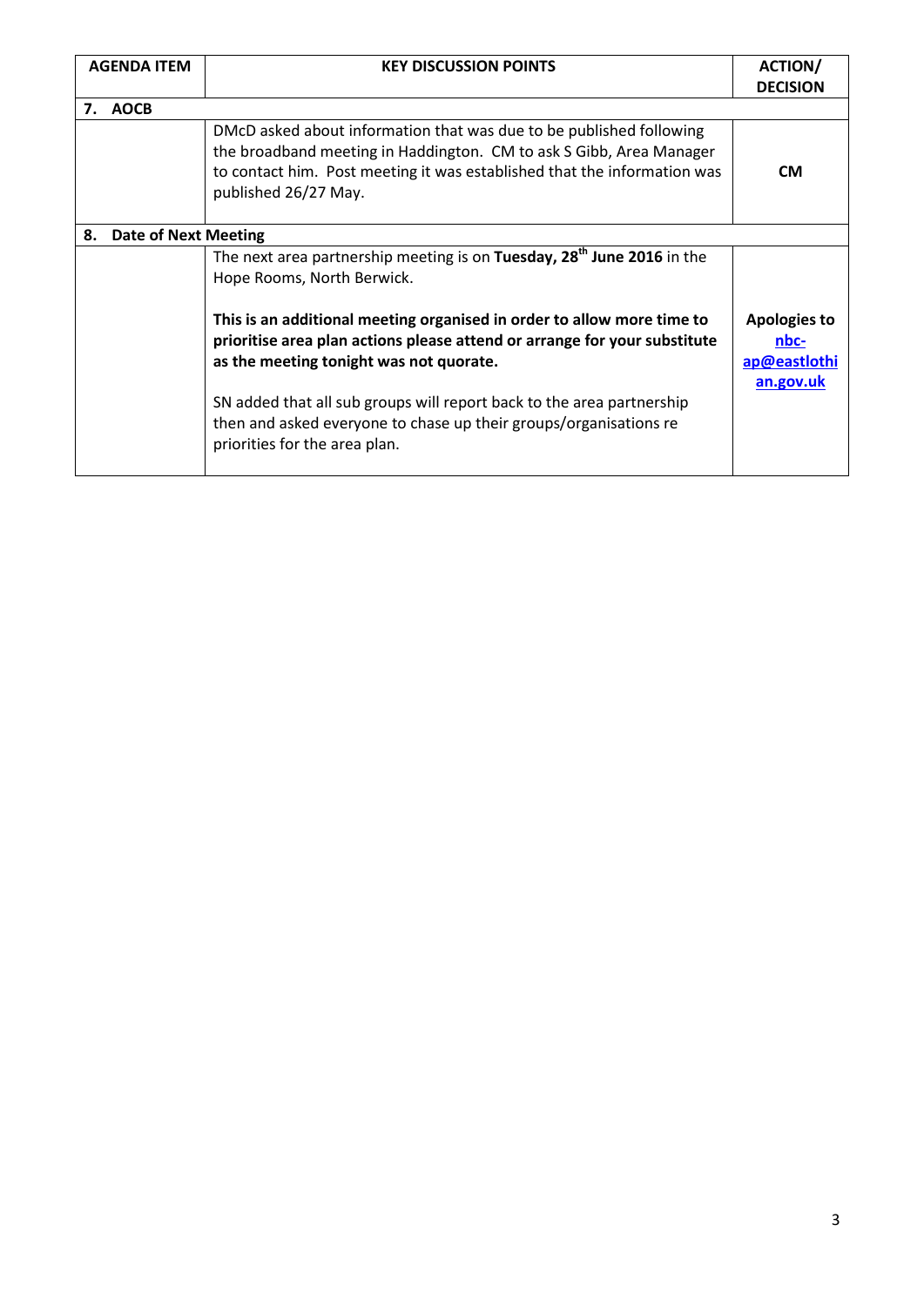| AGENDA ITEM | KEY DISCUSSION POINTS | ACTION/ DECISION |
|---|---|---|
| **7. AOCB** | | |
| | DMcD asked about information that was due to be published following the broadband meeting in Haddington. CM to ask S Gibb, Area Manager to contact him. Post meeting it was established that the information was published 26/27 May. | **CM** |
| **8. Date of Next Meeting** | | |
| | The next area partnership meeting is on **Tuesday, 28th June 2016** in the Hope Rooms, North Berwick.<br><br>**This is an additional meeting organised in order to allow more time to prioritise area plan actions please attend or arrange for your substitute as the meeting tonight was not quorate.**<br><br>SN added that all sub groups will report back to the area partnership then and asked everyone to chase up their groups/organisations re priorities for the area plan. | **Apologies to nbc-ap@eastlothian.gov.uk** |